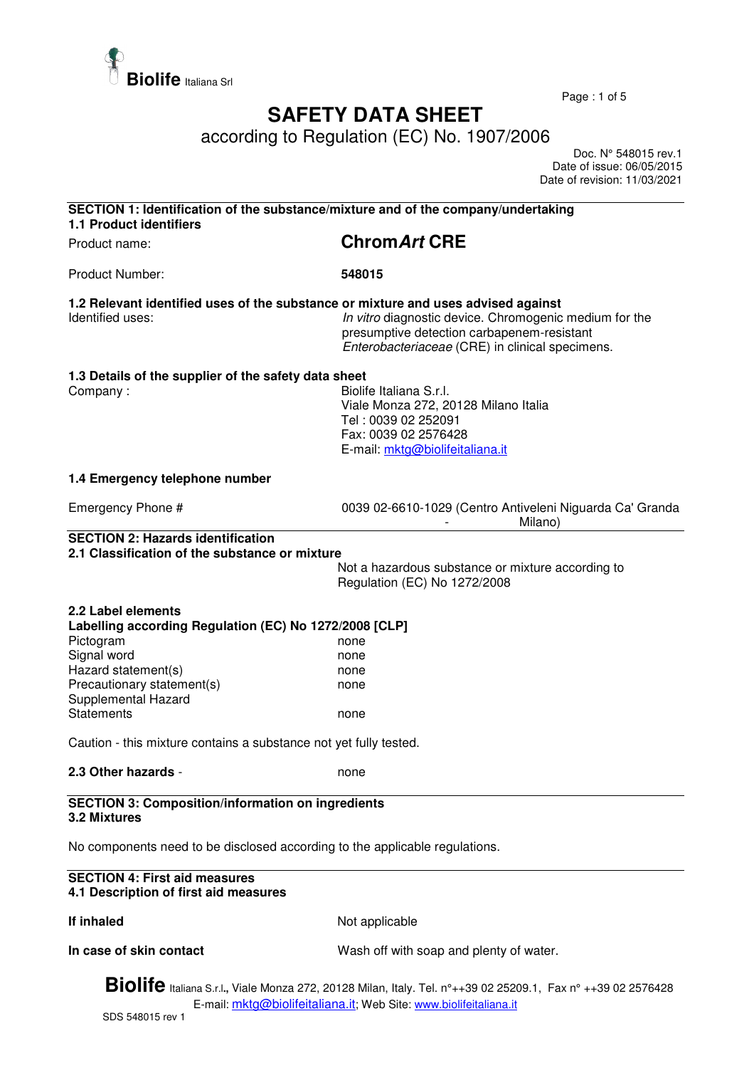Biolife Italiana Srl

# SAFETY DATA SHEET

according to Regulation (EC) No. 1907/2006

Doc. N° 548015 rev.1
Date of issue: 06/05/2015
Date of revision: 11/03/2021

## SECTION 1: Identification of the substance/mixture and of the company/undertaking

### 1.1 Product identifiers

Product name: **Chrom*Art* CRE**

Product Number: **548015**

### 1.2 Relevant identified uses of the substance or mixture and uses advised against

Identified uses: *In vitro* diagnostic device. Chromogenic medium for the presumptive detection carbapenem-resistant *Enterobacteriaceae* (CRE) in clinical specimens.

### 1.3 Details of the supplier of the safety data sheet

Company : Biolife Italiana S.r.l.
Viale Monza 272, 20128 Milano Italia
Tel : 0039 02 252091
Fax: 0039 02 2576428
E-mail: mktg@biolifeitaliana.it

### 1.4 Emergency telephone number

Emergency Phone # 0039 02-6610-1029 (Centro Antiveleni Niguarda Ca' Granda - Milano)

## SECTION 2: Hazards identification

### 2.1 Classification of the substance or mixture

Not a hazardous substance or mixture according to Regulation (EC) No 1272/2008

### 2.2 Label elements

**Labelling according Regulation (EC) No 1272/2008 [CLP]**

| | |
|---|---|
| Pictogram | none |
| Signal word | none |
| Hazard statement(s) | none |
| Precautionary statement(s) | none |
| Supplemental Hazard Statements | none |

Caution - this mixture contains a substance not yet fully tested.

**2.3 Other hazards** - none

## SECTION 3: Composition/information on ingredients

### 3.2 Mixtures

No components need to be disclosed according to the applicable regulations.

## SECTION 4: First aid measures

### 4.1 Description of first aid measures

**If inhaled** Not applicable

**In case of skin contact** Wash off with soap and plenty of water.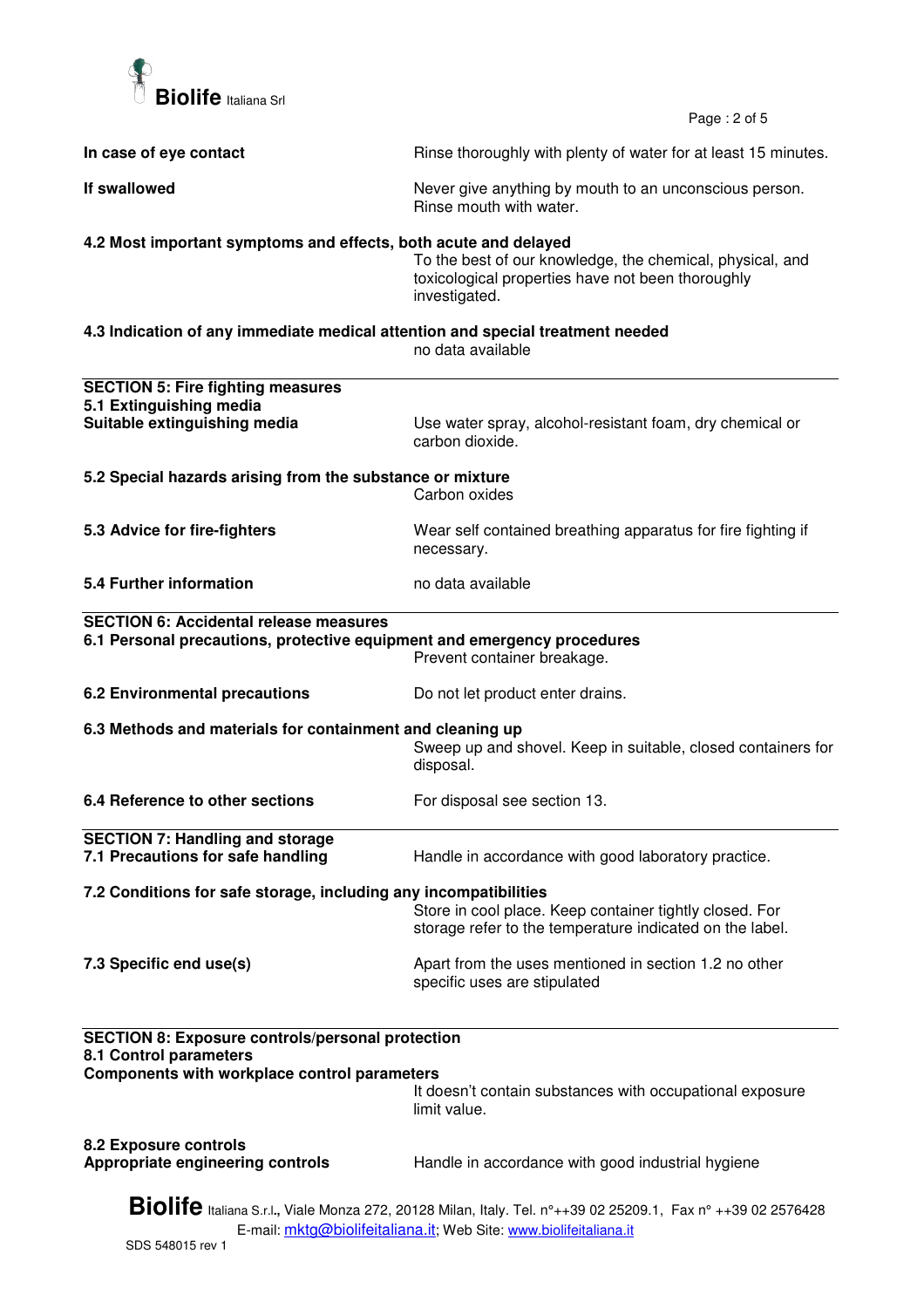**In case of eye contact** Rinse thoroughly with plenty of water for at least 15 minutes.

**If swallowed** Never give anything by mouth to an unconscious person. Rinse mouth with water.

**4.2 Most important symptoms and effects, both acute and delayed**

To the best of our knowledge, the chemical, physical, and toxicological properties have not been thoroughly investigated.

**4.3 Indication of any immediate medical attention and special treatment needed**

no data available

## SECTION 5: Fire fighting measures

**5.1 Extinguishing media**

**Suitable extinguishing media** Use water spray, alcohol-resistant foam, dry chemical or carbon dioxide.

**5.2 Special hazards arising from the substance or mixture**

Carbon oxides

**5.3 Advice for fire-fighters** Wear self contained breathing apparatus for fire fighting if necessary.

**5.4 Further information** no data available

## SECTION 6: Accidental release measures

**6.1 Personal precautions, protective equipment and emergency procedures**

Prevent container breakage.

**6.2 Environmental precautions** Do not let product enter drains.

**6.3 Methods and materials for containment and cleaning up**

Sweep up and shovel. Keep in suitable, closed containers for disposal.

**6.4 Reference to other sections** For disposal see section 13.

## SECTION 7: Handling and storage

**7.1 Precautions for safe handling** Handle in accordance with good laboratory practice.

**7.2 Conditions for safe storage, including any incompatibilities**

Store in cool place. Keep container tightly closed. For storage refer to the temperature indicated on the label.

**7.3 Specific end use(s)** Apart from the uses mentioned in section 1.2 no other specific uses are stipulated

## SECTION 8: Exposure controls/personal protection

**8.1 Control parameters**

**Components with workplace control parameters**

It doesn't contain substances with occupational exposure limit value.

**8.2 Exposure controls**

**Appropriate engineering controls** Handle in accordance with good industrial hygiene

**Biolife** Italiana S.r.l., Viale Monza 272, 20128 Milan, Italy. Tel. n°++39 02 25209.1, Fax n° ++39 02 2576428
E-mail: mktg@biolifeitaliana.it; Web Site: www.biolifeitaliana.it

SDS 548015 rev 1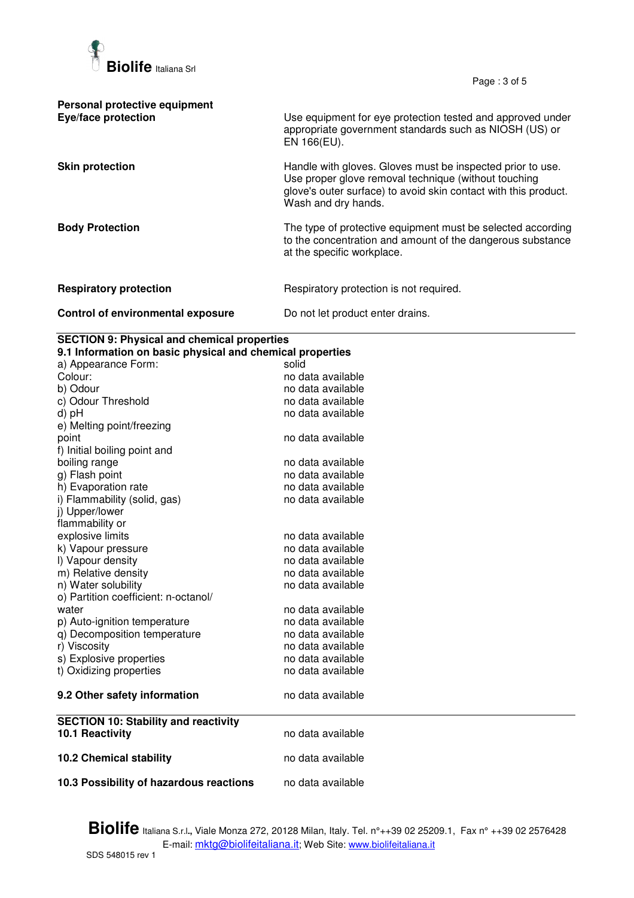**Personal protective equipment**

| | |
|---|---|
| **Eye/face protection** | Use equipment for eye protection tested and approved under appropriate government standards such as NIOSH (US) or EN 166(EU). |
| **Skin protection** | Handle with gloves. Gloves must be inspected prior to use. Use proper glove removal technique (without touching glove's outer surface) to avoid skin contact with this product. Wash and dry hands. |
| **Body Protection** | The type of protective equipment must be selected according to the concentration and amount of the dangerous substance at the specific workplace. |
| **Respiratory protection** | Respiratory protection is not required. |
| **Control of environmental exposure** | Do not let product enter drains. |

## SECTION 9: Physical and chemical properties

### 9.1 Information on basic physical and chemical properties

| | |
|---|---|
| a) Appearance Form: | solid |
| Colour: | no data available |
| b) Odour | no data available |
| c) Odour Threshold | no data available |
| d) pH | no data available |
| e) Melting point/freezing point | no data available |
| f) Initial boiling point and boiling range | no data available |
| g) Flash point | no data available |
| h) Evaporation rate | no data available |
| i) Flammability (solid, gas) | no data available |
| j) Upper/lower flammability or explosive limits | no data available |
| k) Vapour pressure | no data available |
| l) Vapour density | no data available |
| m) Relative density | no data available |
| n) Water solubility | no data available |
| o) Partition coefficient: n-octanol/water | no data available |
| p) Auto-ignition temperature | no data available |
| q) Decomposition temperature | no data available |
| r) Viscosity | no data available |
| s) Explosive properties | no data available |
| t) Oxidizing properties | no data available |

| | |
|---|---|
| **9.2 Other safety information** | no data available |

## SECTION 10: Stability and reactivity

| | |
|---|---|
| **10.1 Reactivity** | no data available |
| **10.2 Chemical stability** | no data available |
| **10.3 Possibility of hazardous reactions** | no data available |

**Biolife** Italiana S.r.l., Viale Monza 272, 20128 Milan, Italy. Tel. n°++39 02 25209.1, Fax n° ++39 02 2576428
E-mail: mktg@biolifeitaliana.it; Web Site: www.biolifeitaliana.it

SDS 548015 rev 1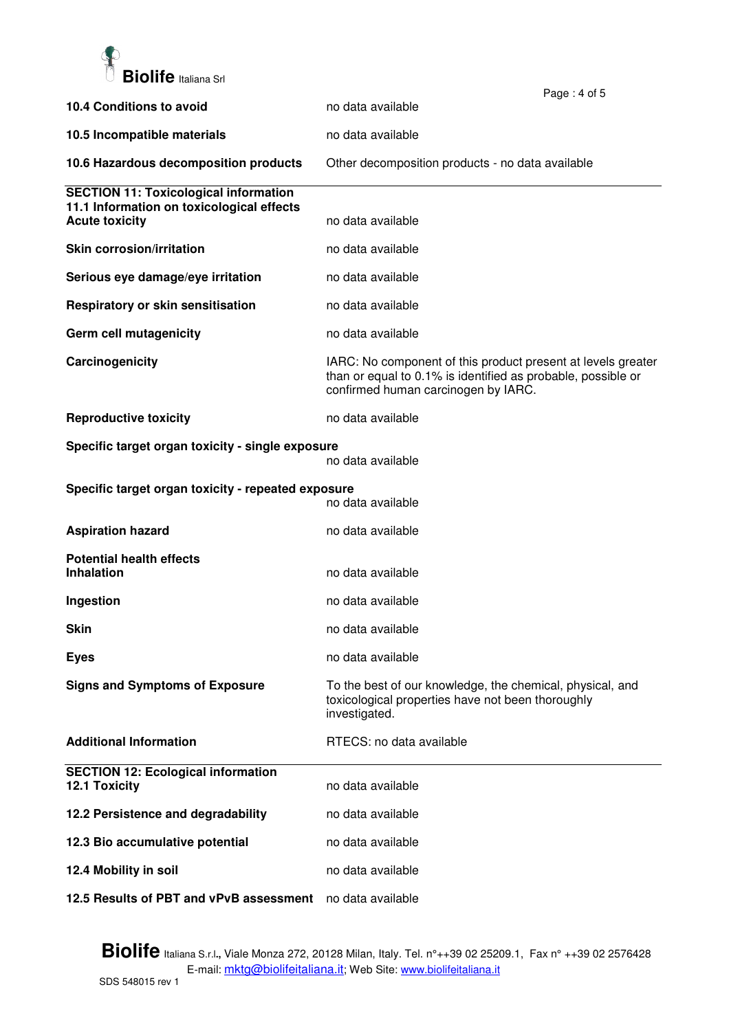| | |
|---|---|
| **10.4 Conditions to avoid** | no data available |
| **10.5 Incompatible materials** | no data available |
| **10.6 Hazardous decomposition products** | Other decomposition products - no data available |

## SECTION 11: Toxicological information

### 11.1 Information on toxicological effects

| | |
|---|---|
| **Acute toxicity** | no data available |
| **Skin corrosion/irritation** | no data available |
| **Serious eye damage/eye irritation** | no data available |
| **Respiratory or skin sensitisation** | no data available |
| **Germ cell mutagenicity** | no data available |
| **Carcinogenicity** | IARC: No component of this product present at levels greater than or equal to 0.1% is identified as probable, possible or confirmed human carcinogen by IARC. |
| **Reproductive toxicity** | no data available |
| **Specific target organ toxicity - single exposure** | no data available |
| **Specific target organ toxicity - repeated exposure** | no data available |
| **Aspiration hazard** | no data available |

**Potential health effects**

| | |
|---|---|
| **Inhalation** | no data available |
| **Ingestion** | no data available |
| **Skin** | no data available |
| **Eyes** | no data available |
| **Signs and Symptoms of Exposure** | To the best of our knowledge, the chemical, physical, and toxicological properties have not been thoroughly investigated. |
| **Additional Information** | RTECS: no data available |

## SECTION 12: Ecological information

| | |
|---|---|
| **12.1 Toxicity** | no data available |
| **12.2 Persistence and degradability** | no data available |
| **12.3 Bio accumulative potential** | no data available |
| **12.4 Mobility in soil** | no data available |
| **12.5 Results of PBT and vPvB assessment** | no data available |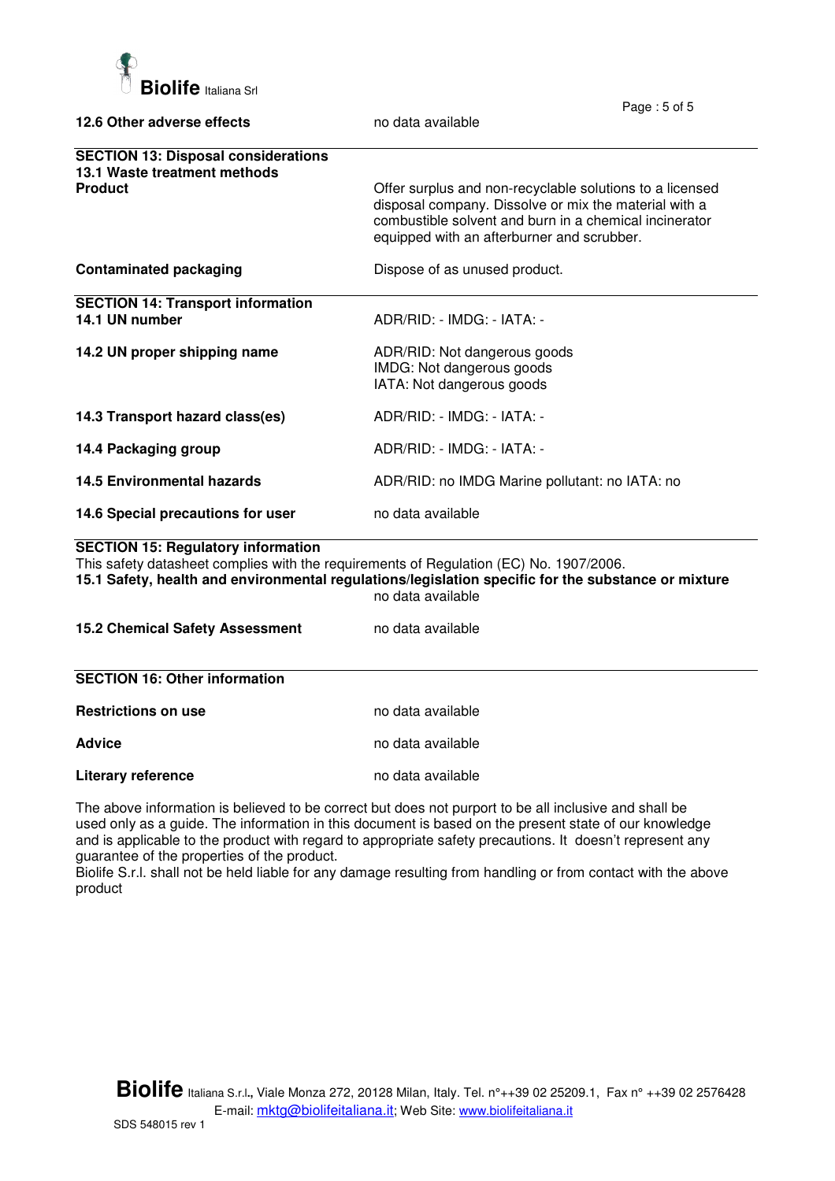**12.6 Other adverse effects** no data available

## SECTION 13: Disposal considerations

### 13.1 Waste treatment methods

| | |
|---|---|
| **Product** | Offer surplus and non-recyclable solutions to a licensed disposal company. Dissolve or mix the material with a combustible solvent and burn in a chemical incinerator equipped with an afterburner and scrubber. |
| **Contaminated packaging** | Dispose of as unused product. |

## SECTION 14: Transport information

| | |
|---|---|
| **14.1 UN number** | ADR/RID: - IMDG: - IATA: - |
| **14.2 UN proper shipping name** | ADR/RID: Not dangerous goods<br>IMDG: Not dangerous goods<br>IATA: Not dangerous goods |
| **14.3 Transport hazard class(es)** | ADR/RID: - IMDG: - IATA: - |
| **14.4 Packaging group** | ADR/RID: - IMDG: - IATA: - |
| **14.5 Environmental hazards** | ADR/RID: no IMDG Marine pollutant: no IATA: no |
| **14.6 Special precautions for user** | no data available |

## SECTION 15: Regulatory information

This safety datasheet complies with the requirements of Regulation (EC) No. 1907/2006.

**15.1 Safety, health and environmental regulations/legislation specific for the substance or mixture**

no data available

**15.2 Chemical Safety Assessment** no data available

## SECTION 16: Other information

| | |
|---|---|
| **Restrictions on use** | no data available |
| **Advice** | no data available |
| **Literary reference** | no data available |

The above information is believed to be correct but does not purport to be all inclusive and shall be used only as a guide. The information in this document is based on the present state of our knowledge and is applicable to the product with regard to appropriate safety precautions. It doesn't represent any guarantee of the properties of the product.
Biolife S.r.l. shall not be held liable for any damage resulting from handling or from contact with the above product